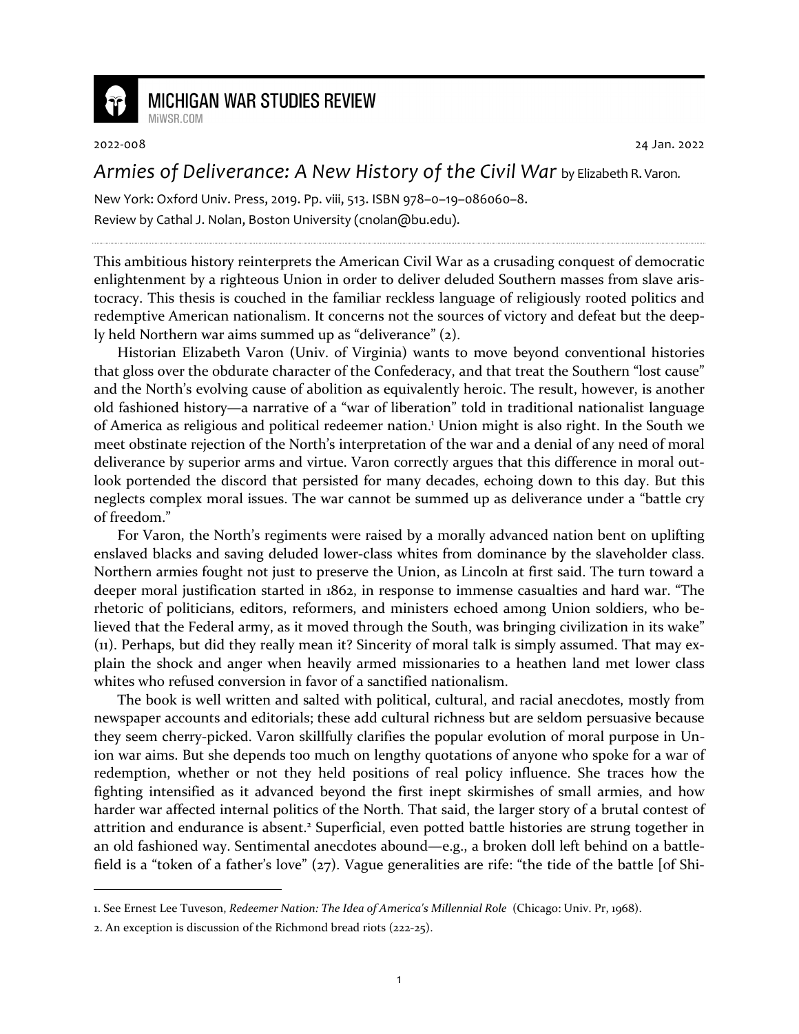**MICHIGAN WAR STUDIES REVIEW**
MiWSR.COM

2022-008 24 Jan. 2022

# *Armies of Deliverance: A New History of the Civil War* by Elizabeth R. Varon.

New York: Oxford Univ. Press, 2019. Pp. viii, 513. ISBN 978–0–19–086060–8.
Review by Cathal J. Nolan, Boston University (cnolan@bu.edu).

This ambitious history reinterprets the American Civil War as a crusading conquest of democratic enlightenment by a righteous Union in order to deliver deluded Southern masses from slave aristocracy. This thesis is couched in the familiar reckless language of religiously rooted politics and redemptive American nationalism. It concerns not the sources of victory and defeat but the deeply held Northern war aims summed up as "deliverance" (2).

Historian Elizabeth Varon (Univ. of Virginia) wants to move beyond conventional histories that gloss over the obdurate character of the Confederacy, and that treat the Southern "lost cause" and the North's evolving cause of abolition as equivalently heroic. The result, however, is another old fashioned history—a narrative of a "war of liberation" told in traditional nationalist language of America as religious and political redeemer nation.[1] Union might is also right. In the South we meet obstinate rejection of the North's interpretation of the war and a denial of any need of moral deliverance by superior arms and virtue. Varon correctly argues that this difference in moral outlook portended the discord that persisted for many decades, echoing down to this day. But this neglects complex moral issues. The war cannot be summed up as deliverance under a "battle cry of freedom."

For Varon, the North's regiments were raised by a morally advanced nation bent on uplifting enslaved blacks and saving deluded lower-class whites from dominance by the slaveholder class. Northern armies fought not just to preserve the Union, as Lincoln at first said. The turn toward a deeper moral justification started in 1862, in response to immense casualties and hard war. "The rhetoric of politicians, editors, reformers, and ministers echoed among Union soldiers, who believed that the Federal army, as it moved through the South, was bringing civilization in its wake" (11). Perhaps, but did they really mean it? Sincerity of moral talk is simply assumed. That may explain the shock and anger when heavily armed missionaries to a heathen land met lower class whites who refused conversion in favor of a sanctified nationalism.

The book is well written and salted with political, cultural, and racial anecdotes, mostly from newspaper accounts and editorials; these add cultural richness but are seldom persuasive because they seem cherry-picked. Varon skillfully clarifies the popular evolution of moral purpose in Union war aims. But she depends too much on lengthy quotations of anyone who spoke for a war of redemption, whether or not they held positions of real policy influence. She traces how the fighting intensified as it advanced beyond the first inept skirmishes of small armies, and how harder war affected internal politics of the North. That said, the larger story of a brutal contest of attrition and endurance is absent.[2] Superficial, even potted battle histories are strung together in an old fashioned way. Sentimental anecdotes abound—e.g., a broken doll left behind on a battlefield is a "token of a father's love" (27). Vague generalities are rife: "the tide of the battle [of Shi-

---

1. See Ernest Lee Tuveson, *Redeemer Nation: The Idea of America's Millennial Role* (Chicago: Univ. Pr, 1968).

2. An exception is discussion of the Richmond bread riots (222-25).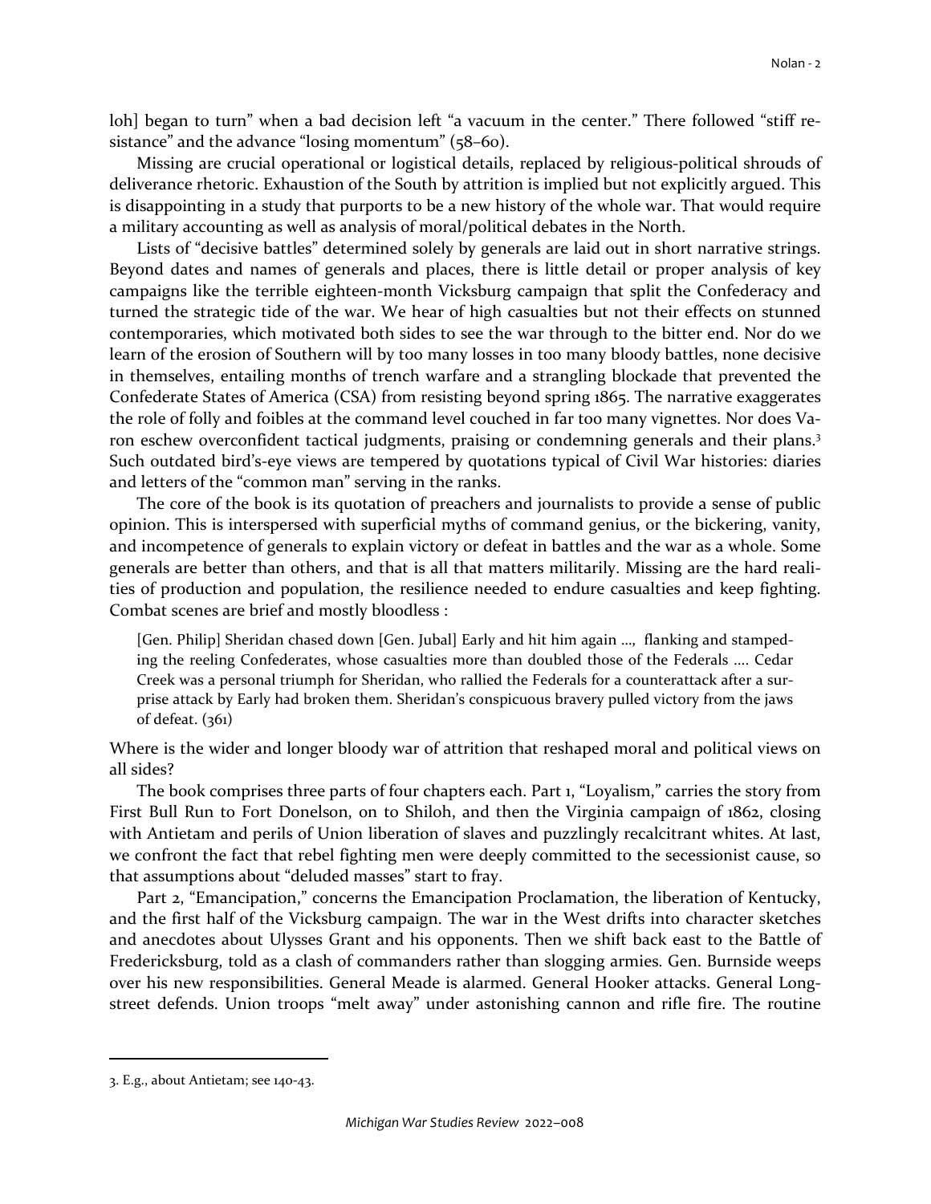loh] began to turn" when a bad decision left "a vacuum in the center." There followed "stiff resistance" and the advance "losing momentum" (58–60).

Missing are crucial operational or logistical details, replaced by religious-political shrouds of deliverance rhetoric. Exhaustion of the South by attrition is implied but not explicitly argued. This is disappointing in a study that purports to be a new history of the whole war. That would require a military accounting as well as analysis of moral/political debates in the North.

Lists of "decisive battles" determined solely by generals are laid out in short narrative strings. Beyond dates and names of generals and places, there is little detail or proper analysis of key campaigns like the terrible eighteen-month Vicksburg campaign that split the Confederacy and turned the strategic tide of the war. We hear of high casualties but not their effects on stunned contemporaries, which motivated both sides to see the war through to the bitter end. Nor do we learn of the erosion of Southern will by too many losses in too many bloody battles, none decisive in themselves, entailing months of trench warfare and a strangling blockade that prevented the Confederate States of America (CSA) from resisting beyond spring 1865. The narrative exaggerates the role of folly and foibles at the command level couched in far too many vignettes. Nor does Varon eschew overconfident tactical judgments, praising or condemning generals and their plans.[3] Such outdated bird's-eye views are tempered by quotations typical of Civil War histories: diaries and letters of the "common man" serving in the ranks.

The core of the book is its quotation of preachers and journalists to provide a sense of public opinion. This is interspersed with superficial myths of command genius, or the bickering, vanity, and incompetence of generals to explain victory or defeat in battles and the war as a whole. Some generals are better than others, and that is all that matters militarily. Missing are the hard realities of production and population, the resilience needed to endure casualties and keep fighting. Combat scenes are brief and mostly bloodless :

> [Gen. Philip] Sheridan chased down [Gen. Jubal] Early and hit him again …, flanking and stampeding the reeling Confederates, whose casualties more than doubled those of the Federals …. Cedar Creek was a personal triumph for Sheridan, who rallied the Federals for a counterattack after a surprise attack by Early had broken them. Sheridan's conspicuous bravery pulled victory from the jaws of defeat. (361)

Where is the wider and longer bloody war of attrition that reshaped moral and political views on all sides?

The book comprises three parts of four chapters each. Part 1, "Loyalism," carries the story from First Bull Run to Fort Donelson, on to Shiloh, and then the Virginia campaign of 1862, closing with Antietam and perils of Union liberation of slaves and puzzlingly recalcitrant whites. At last, we confront the fact that rebel fighting men were deeply committed to the secessionist cause, so that assumptions about "deluded masses" start to fray.

Part 2, "Emancipation," concerns the Emancipation Proclamation, the liberation of Kentucky, and the first half of the Vicksburg campaign. The war in the West drifts into character sketches and anecdotes about Ulysses Grant and his opponents. Then we shift back east to the Battle of Fredericksburg, told as a clash of commanders rather than slogging armies. Gen. Burnside weeps over his new responsibilities. General Meade is alarmed. General Hooker attacks. General Longstreet defends. Union troops "melt away" under astonishing cannon and rifle fire. The routine

---

3. E.g., about Antietam; see 140-43.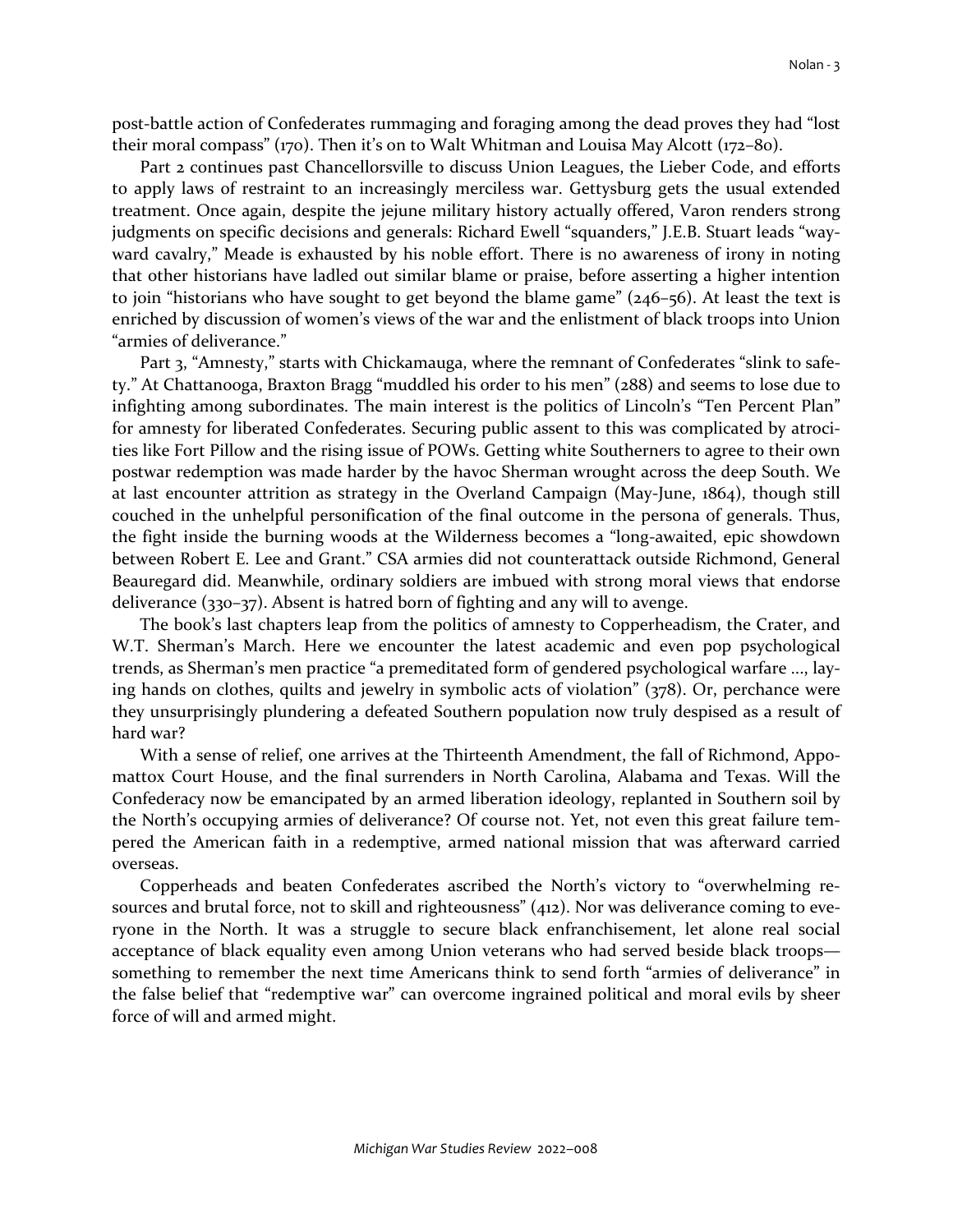post-battle action of Confederates rummaging and foraging among the dead proves they had "lost their moral compass" (170). Then it's on to Walt Whitman and Louisa May Alcott (172–80).

Part 2 continues past Chancellorsville to discuss Union Leagues, the Lieber Code, and efforts to apply laws of restraint to an increasingly merciless war. Gettysburg gets the usual extended treatment. Once again, despite the jejune military history actually offered, Varon renders strong judgments on specific decisions and generals: Richard Ewell "squanders," J.E.B. Stuart leads "wayward cavalry," Meade is exhausted by his noble effort. There is no awareness of irony in noting that other historians have ladled out similar blame or praise, before asserting a higher intention to join "historians who have sought to get beyond the blame game" (246–56). At least the text is enriched by discussion of women's views of the war and the enlistment of black troops into Union "armies of deliverance."

Part 3, "Amnesty," starts with Chickamauga, where the remnant of Confederates "slink to safety." At Chattanooga, Braxton Bragg "muddled his order to his men" (288) and seems to lose due to infighting among subordinates. The main interest is the politics of Lincoln's "Ten Percent Plan" for amnesty for liberated Confederates. Securing public assent to this was complicated by atrocities like Fort Pillow and the rising issue of POWs. Getting white Southerners to agree to their own postwar redemption was made harder by the havoc Sherman wrought across the deep South. We at last encounter attrition as strategy in the Overland Campaign (May-June, 1864), though still couched in the unhelpful personification of the final outcome in the persona of generals. Thus, the fight inside the burning woods at the Wilderness becomes a "long-awaited, epic showdown between Robert E. Lee and Grant." CSA armies did not counterattack outside Richmond, General Beauregard did. Meanwhile, ordinary soldiers are imbued with strong moral views that endorse deliverance (330–37). Absent is hatred born of fighting and any will to avenge.

The book's last chapters leap from the politics of amnesty to Copperheadism, the Crater, and W.T. Sherman's March. Here we encounter the latest academic and even pop psychological trends, as Sherman's men practice "a premeditated form of gendered psychological warfare ..., laying hands on clothes, quilts and jewelry in symbolic acts of violation" (378). Or, perchance were they unsurprisingly plundering a defeated Southern population now truly despised as a result of hard war?

With a sense of relief, one arrives at the Thirteenth Amendment, the fall of Richmond, Appomattox Court House, and the final surrenders in North Carolina, Alabama and Texas. Will the Confederacy now be emancipated by an armed liberation ideology, replanted in Southern soil by the North's occupying armies of deliverance? Of course not. Yet, not even this great failure tempered the American faith in a redemptive, armed national mission that was afterward carried overseas.

Copperheads and beaten Confederates ascribed the North's victory to "overwhelming resources and brutal force, not to skill and righteousness" (412). Nor was deliverance coming to everyone in the North. It was a struggle to secure black enfranchisement, let alone real social acceptance of black equality even among Union veterans who had served beside black troops—something to remember the next time Americans think to send forth "armies of deliverance" in the false belief that "redemptive war" can overcome ingrained political and moral evils by sheer force of will and armed might.